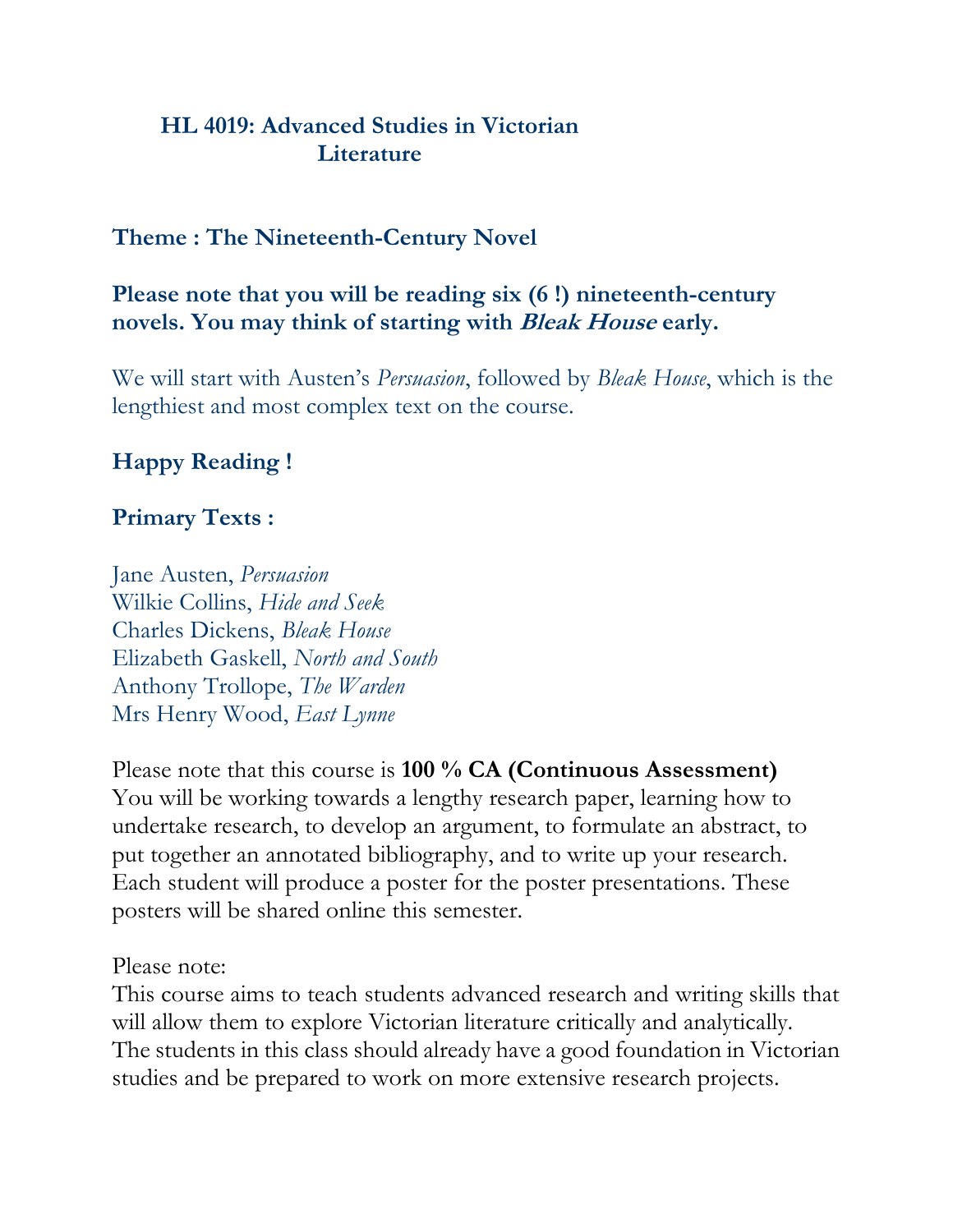# HL 4019: Advanced Studies in Victorian Literature

## Theme : The Nineteenth-Century Novel

**Please note that you will be reading six (6 !) nineteenth-century novels. You may think of starting with *Bleak House* early.**

We will start with Austen's *Persuasion*, followed by *Bleak House*, which is the lengthiest and most complex text on the course.

**Happy Reading !**

**Primary Texts :**

Jane Austen, *Persuasion*
Wilkie Collins, *Hide and Seek*
Charles Dickens, *Bleak House*
Elizabeth Gaskell, *North and South*
Anthony Trollope, *The Warden*
Mrs Henry Wood, *East Lynne*

Please note that this course is **100 % CA (Continuous Assessment)** You will be working towards a lengthy research paper, learning how to undertake research, to develop an argument, to formulate an abstract, to put together an annotated bibliography, and to write up your research. Each student will produce a poster for the poster presentations. These posters will be shared online this semester.

Please note:
This course aims to teach students advanced research and writing skills that will allow them to explore Victorian literature critically and analytically. The students in this class should already have a good foundation in Victorian studies and be prepared to work on more extensive research projects.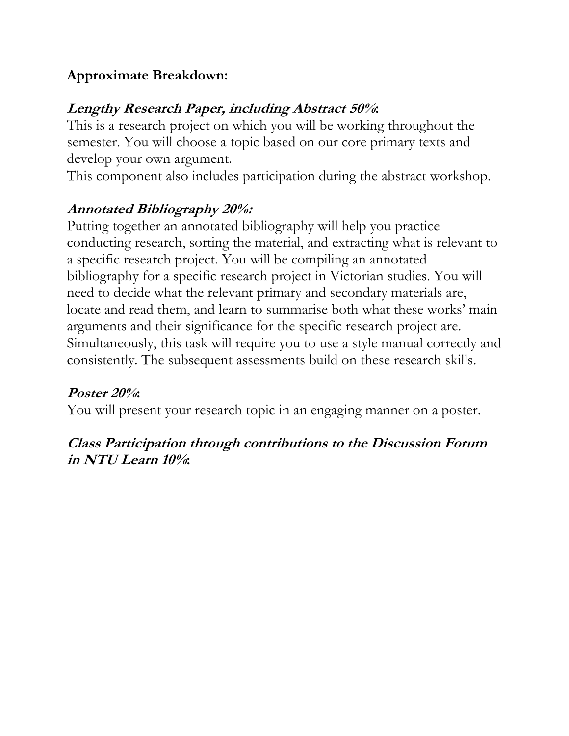**Approximate Breakdown:**

***Lengthy Research Paper, including Abstract 50%*:**

This is a research project on which you will be working throughout the semester. You will choose a topic based on our core primary texts and develop your own argument.

This component also includes participation during the abstract workshop.

***Annotated Bibliography 20%:***

Putting together an annotated bibliography will help you practice conducting research, sorting the material, and extracting what is relevant to a specific research project. You will be compiling an annotated bibliography for a specific research project in Victorian studies. You will need to decide what the relevant primary and secondary materials are, locate and read them, and learn to summarise both what these works' main arguments and their significance for the specific research project are. Simultaneously, this task will require you to use a style manual correctly and consistently. The subsequent assessments build on these research skills.

***Poster 20%*:**

You will present your research topic in an engaging manner on a poster.

***Class Participation through contributions to the Discussion Forum in NTU Learn 10%*:**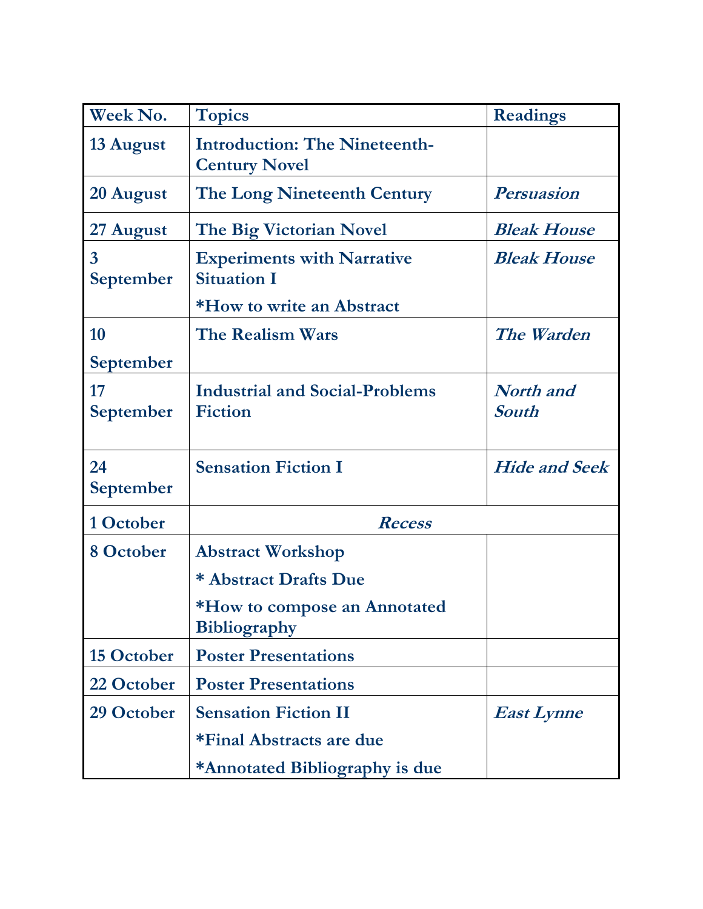| Week No. | Topics | Readings |
|---|---|---|
| 13 August | Introduction: The Nineteenth-Century Novel | |
| 20 August | The Long Nineteenth Century | *Persuasion* |
| 27 August | The Big Victorian Novel | *Bleak House* |
| 3 September | Experiments with Narrative Situation I<br>*How to write an Abstract | *Bleak House* |
| 10 September | The Realism Wars | *The Warden* |
| 17 September | Industrial and Social-Problems Fiction | *North and South* |
| 24 September | Sensation Fiction I | *Hide and Seek* |
| 1 October | *Recess* | |
| 8 October | Abstract Workshop<br>* Abstract Drafts Due<br>*How to compose an Annotated Bibliography | |
| 15 October | Poster Presentations | |
| 22 October | Poster Presentations | |
| 29 October | Sensation Fiction II<br>*Final Abstracts are due<br>*Annotated Bibliography is due | *East Lynne* |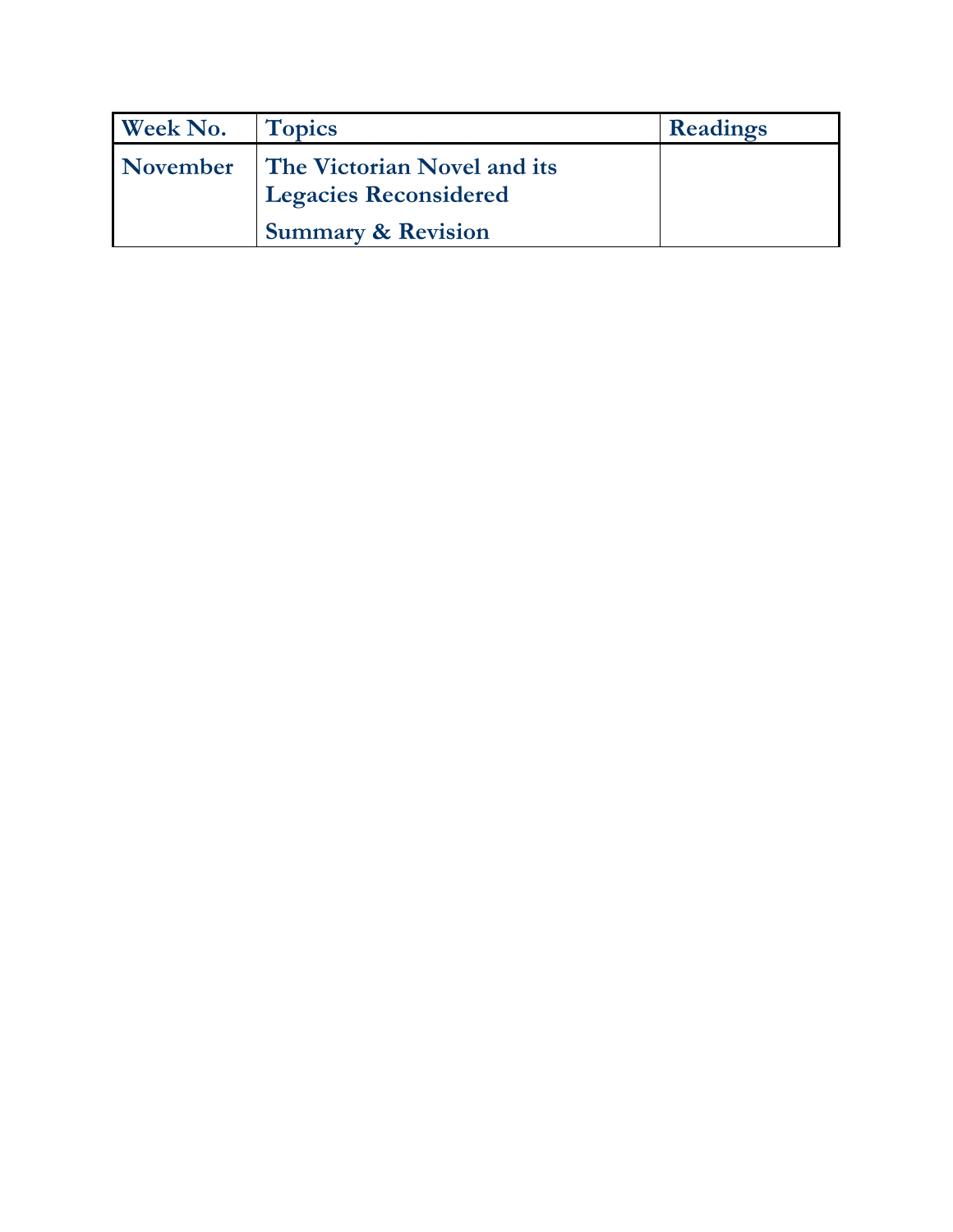| Week No. | Topics | Readings |
| --- | --- | --- |
| **November** | **The Victorian Novel and its Legacies Reconsidered**<br><br>**Summary & Revision** | |